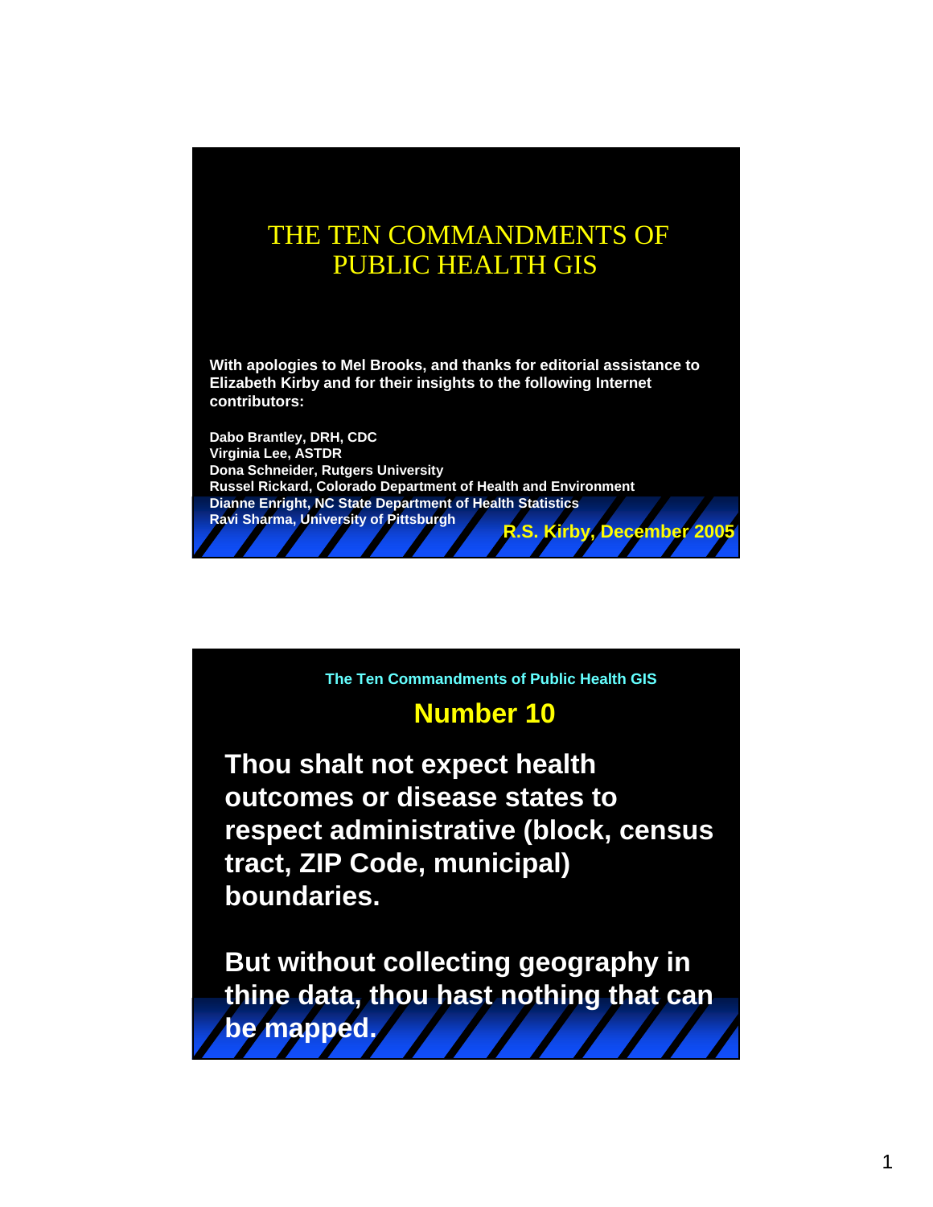# THE TEN COMMANDMENTS OF PUBLIC HEALTH GIS

**With apologies to Mel Brooks, and thanks for editorial assistance to Elizabeth Kirby and for their insights to the following Internet contributors:**

**Dabo Brantley, DRH, CDC**
**Virginia Lee, ASTDR**
**Dona Schneider, Rutgers University**
**Russel Rickard, Colorado Department of Health and Environment**
**Dianne Enright, NC State Department of Health Statistics**
**Ravi Sharma, University of Pittsburgh**

**R.S. Kirby, December 2005**

---

**The Ten Commandments of Public Health GIS**

## Number 10

**Thou shalt not expect health outcomes or disease states to respect administrative (block, census tract, ZIP Code, municipal) boundaries.**

**But without collecting geography in thine data, thou hast nothing that can be mapped.**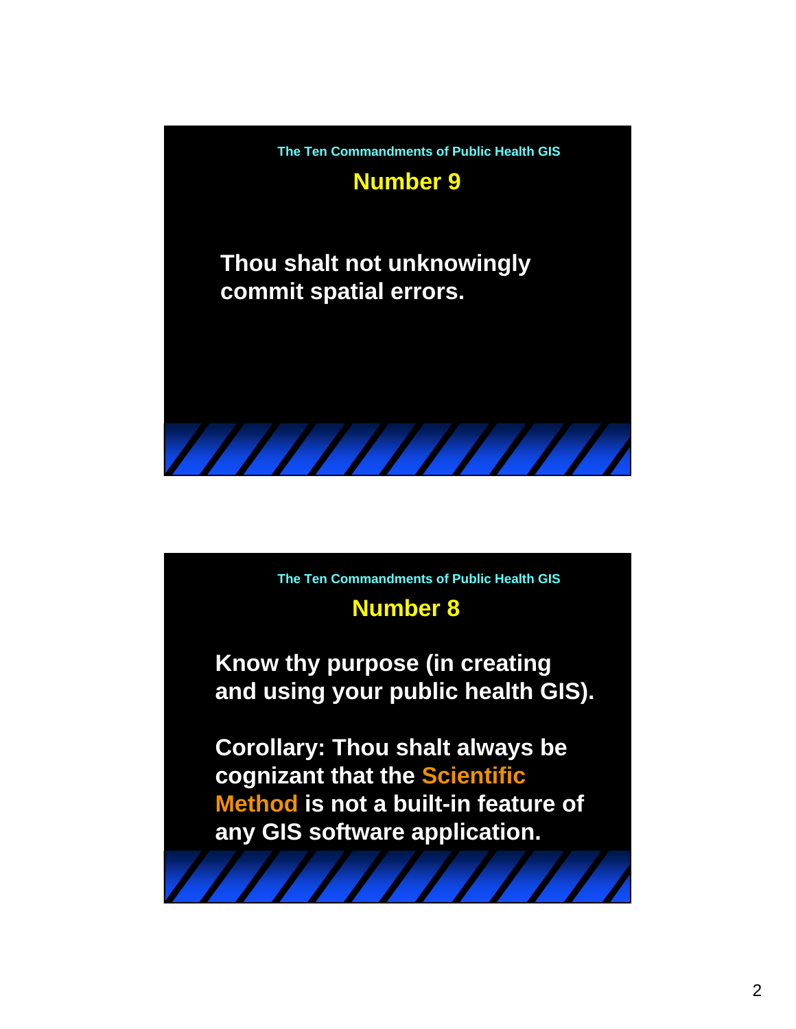The Ten Commandments of Public Health GIS

## Number 9

**Thou shalt not unknowingly commit spatial errors.**

The Ten Commandments of Public Health GIS

## Number 8

**Know thy purpose (in creating and using your public health GIS).**

**Corollary: Thou shalt always be cognizant that the Scientific Method is not a built-in feature of any GIS software application.**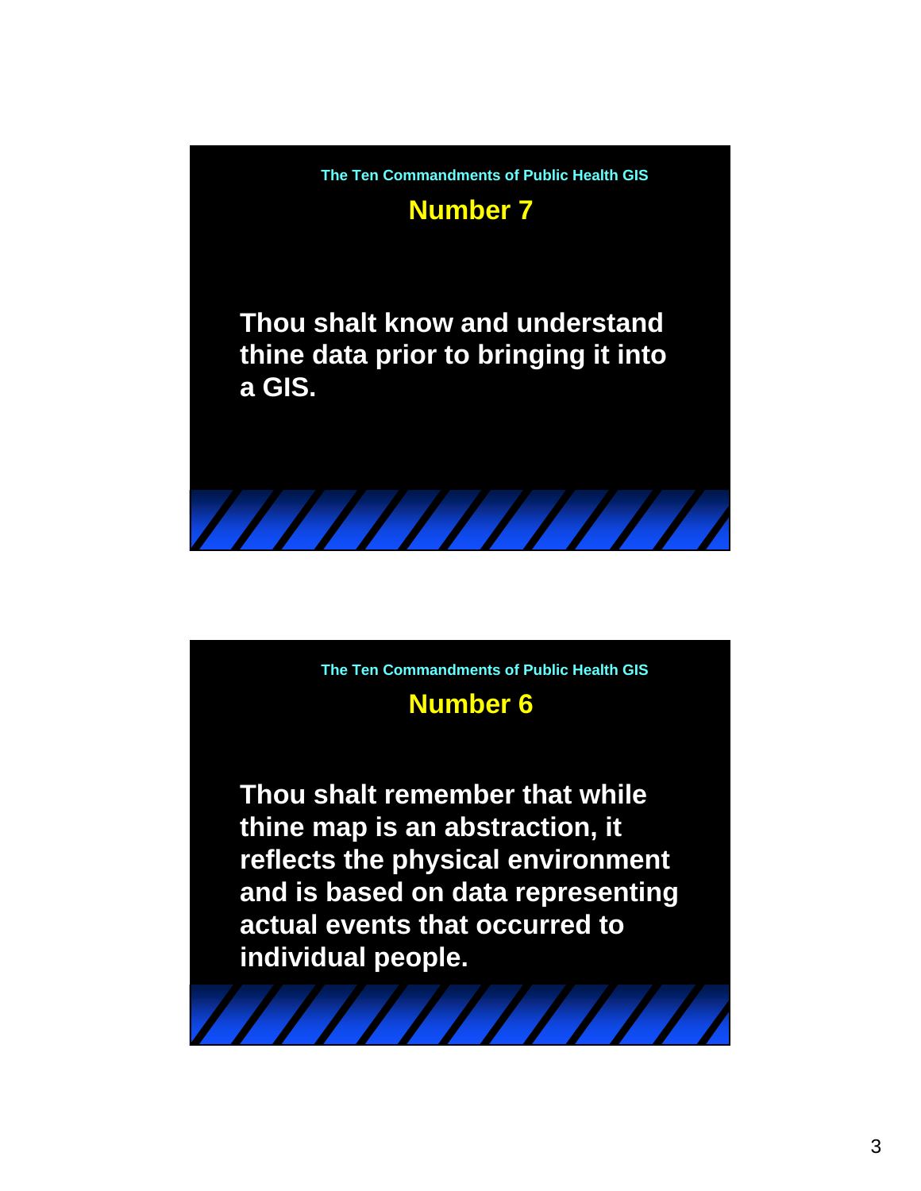The Ten Commandments of Public Health GIS

## Number 7

**Thou shalt know and understand thine data prior to bringing it into a GIS.**

The Ten Commandments of Public Health GIS

## Number 6

**Thou shalt remember that while thine map is an abstraction, it reflects the physical environment and is based on data representing actual events that occurred to individual people.**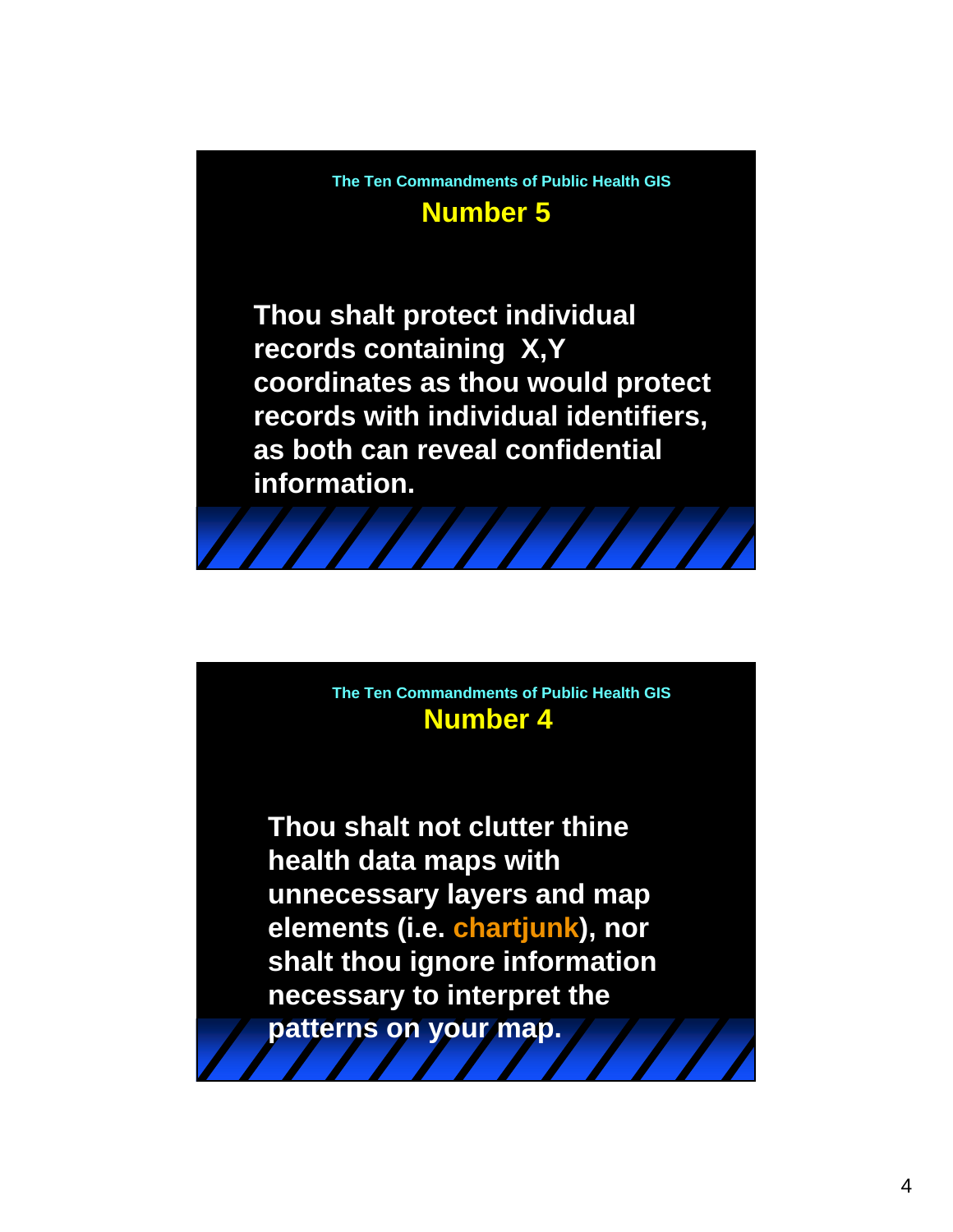The Ten Commandments of Public Health GIS

## Number 5

**Thou shalt protect individual records containing X,Y coordinates as thou would protect records with individual identifiers, as both can reveal confidential information.**

The Ten Commandments of Public Health GIS

## Number 4

**Thou shalt not clutter thine health data maps with unnecessary layers and map elements (i.e. chartjunk), nor shalt thou ignore information necessary to interpret the patterns on your map.**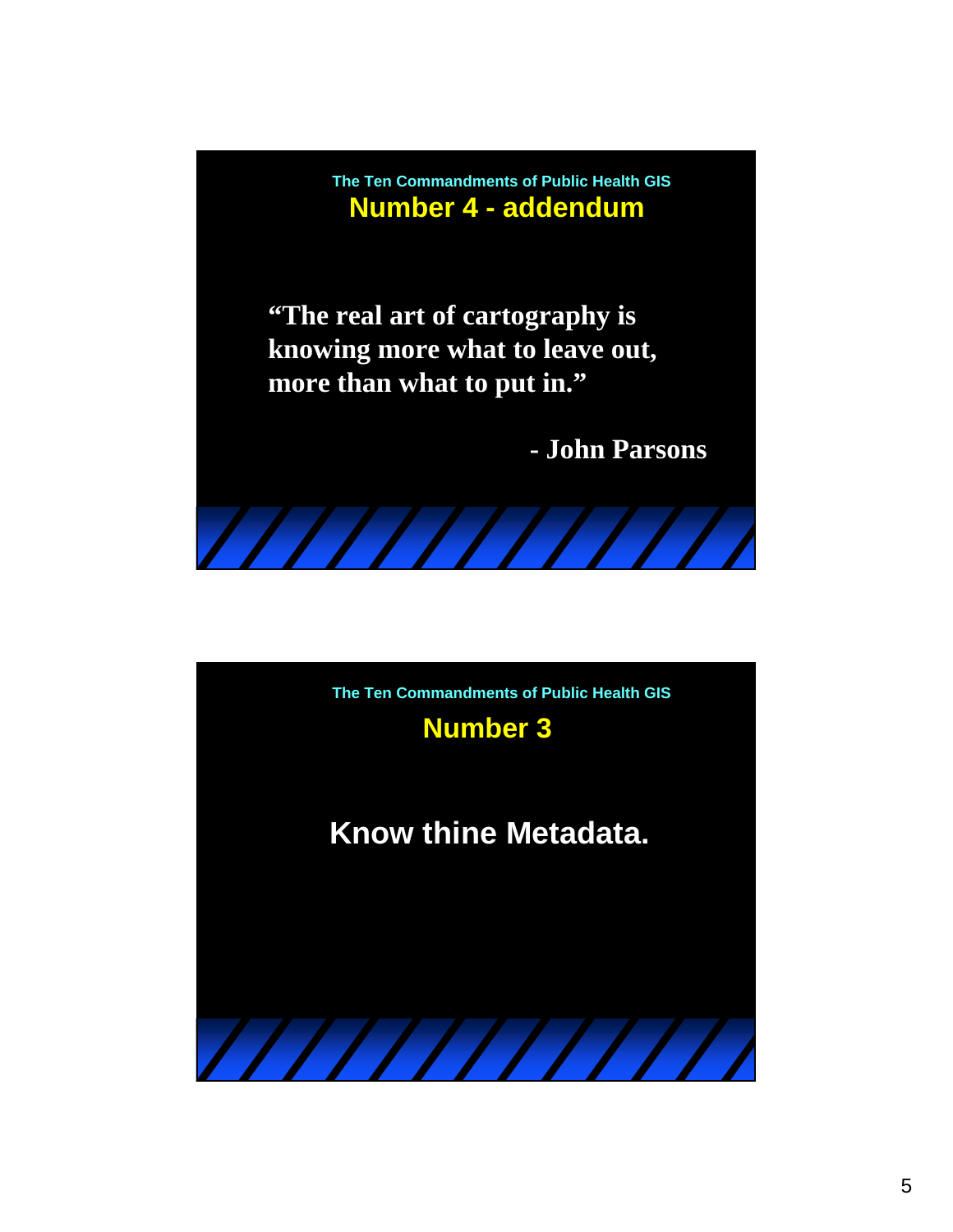The Ten Commandments of Public Health GIS

## Number 4 - addendum

**"The real art of cartography is knowing more what to leave out, more than what to put in."**

**- John Parsons**

The Ten Commandments of Public Health GIS

## Number 3

**Know thine Metadata.**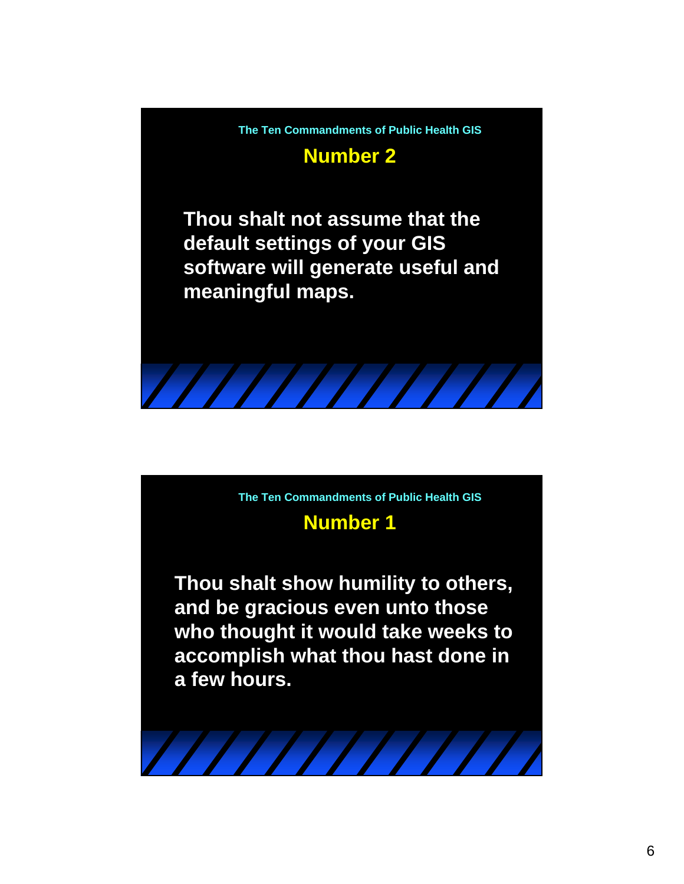The Ten Commandments of Public Health GIS

## Number 2

**Thou shalt not assume that the default settings of your GIS software will generate useful and meaningful maps.**

The Ten Commandments of Public Health GIS

## Number 1

**Thou shalt show humility to others, and be gracious even unto those who thought it would take weeks to accomplish what thou hast done in a few hours.**